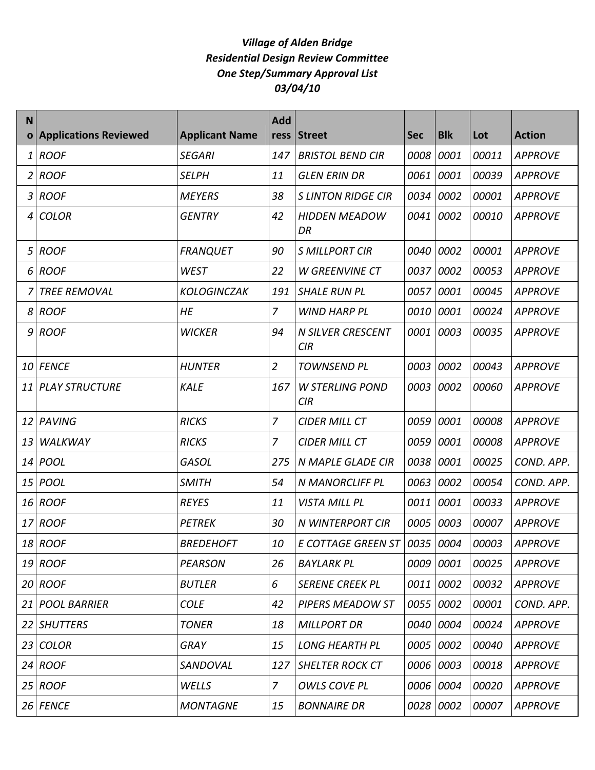*Village of Alden Bridge*
*Residential Design Review Committee*
*One Step/Summary Approval List*
*03/04/10*

| No | Applications Reviewed | Applicant Name | Address | Street | Sec | Blk | Lot | Action |
|---|---|---|---|---|---|---|---|---|
| 1 | ROOF | SEGARI | 147 | BRISTOL BEND CIR | 0008 | 0001 | 00011 | APPROVE |
| 2 | ROOF | SELPH | 11 | GLEN ERIN DR | 0061 | 0001 | 00039 | APPROVE |
| 3 | ROOF | MEYERS | 38 | S LINTON RIDGE CIR | 0034 | 0002 | 00001 | APPROVE |
| 4 | COLOR | GENTRY | 42 | HIDDEN MEADOW DR | 0041 | 0002 | 00010 | APPROVE |
| 5 | ROOF | FRANQUET | 90 | S MILLPORT CIR | 0040 | 0002 | 00001 | APPROVE |
| 6 | ROOF | WEST | 22 | W GREENVINE CT | 0037 | 0002 | 00053 | APPROVE |
| 7 | TREE REMOVAL | KOLOGINCZAK | 191 | SHALE RUN PL | 0057 | 0001 | 00045 | APPROVE |
| 8 | ROOF | HE | 7 | WIND HARP PL | 0010 | 0001 | 00024 | APPROVE |
| 9 | ROOF | WICKER | 94 | N SILVER CRESCENT CIR | 0001 | 0003 | 00035 | APPROVE |
| 10 | FENCE | HUNTER | 2 | TOWNSEND PL | 0003 | 0002 | 00043 | APPROVE |
| 11 | PLAY STRUCTURE | KALE | 167 | W STERLING POND CIR | 0003 | 0002 | 00060 | APPROVE |
| 12 | PAVING | RICKS | 7 | CIDER MILL CT | 0059 | 0001 | 00008 | APPROVE |
| 13 | WALKWAY | RICKS | 7 | CIDER MILL CT | 0059 | 0001 | 00008 | APPROVE |
| 14 | POOL | GASOL | 275 | N MAPLE GLADE CIR | 0038 | 0001 | 00025 | COND. APP. |
| 15 | POOL | SMITH | 54 | N MANORCLIFF PL | 0063 | 0002 | 00054 | COND. APP. |
| 16 | ROOF | REYES | 11 | VISTA MILL PL | 0011 | 0001 | 00033 | APPROVE |
| 17 | ROOF | PETREK | 30 | N WINTERPORT CIR | 0005 | 0003 | 00007 | APPROVE |
| 18 | ROOF | BREDEHOFT | 10 | E COTTAGE GREEN ST | 0035 | 0004 | 00003 | APPROVE |
| 19 | ROOF | PEARSON | 26 | BAYLARK PL | 0009 | 0001 | 00025 | APPROVE |
| 20 | ROOF | BUTLER | 6 | SERENE CREEK PL | 0011 | 0002 | 00032 | APPROVE |
| 21 | POOL BARRIER | COLE | 42 | PIPERS MEADOW ST | 0055 | 0002 | 00001 | COND. APP. |
| 22 | SHUTTERS | TONER | 18 | MILLPORT DR | 0040 | 0004 | 00024 | APPROVE |
| 23 | COLOR | GRAY | 15 | LONG HEARTH PL | 0005 | 0002 | 00040 | APPROVE |
| 24 | ROOF | SANDOVAL | 127 | SHELTER ROCK CT | 0006 | 0003 | 00018 | APPROVE |
| 25 | ROOF | WELLS | 7 | OWLS COVE PL | 0006 | 0004 | 00020 | APPROVE |
| 26 | FENCE | MONTAGNE | 15 | BONNAIRE DR | 0028 | 0002 | 00007 | APPROVE |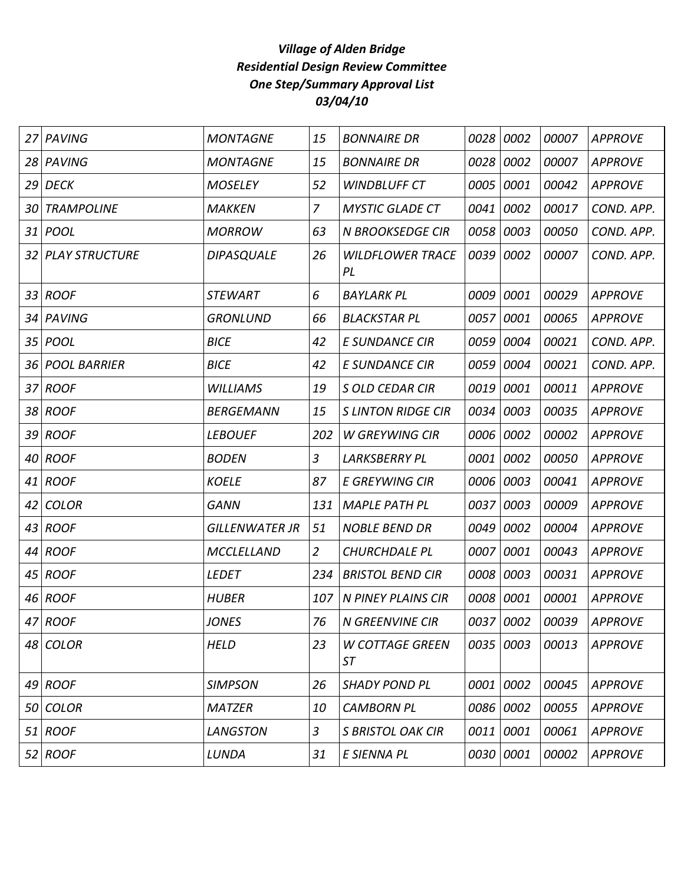***Village of Alden Bridge***
***Residential Design Review Committee***
***One Step/Summary Approval List***
***03/04/10***

| | | | | | | | | |
|---|---|---|---|---|---|---|---|---|
| 27 | PAVING | MONTAGNE | 15 | BONNAIRE DR | 0028 | 0002 | 00007 | APPROVE |
| 28 | PAVING | MONTAGNE | 15 | BONNAIRE DR | 0028 | 0002 | 00007 | APPROVE |
| 29 | DECK | MOSELEY | 52 | WINDBLUFF CT | 0005 | 0001 | 00042 | APPROVE |
| 30 | TRAMPOLINE | MAKKEN | 7 | MYSTIC GLADE CT | 0041 | 0002 | 00017 | COND. APP. |
| 31 | POOL | MORROW | 63 | N BROOKSEDGE CIR | 0058 | 0003 | 00050 | COND. APP. |
| 32 | PLAY STRUCTURE | DIPASQUALE | 26 | WILDFLOWER TRACE PL | 0039 | 0002 | 00007 | COND. APP. |
| 33 | ROOF | STEWART | 6 | BAYLARK PL | 0009 | 0001 | 00029 | APPROVE |
| 34 | PAVING | GRONLUND | 66 | BLACKSTAR PL | 0057 | 0001 | 00065 | APPROVE |
| 35 | POOL | BICE | 42 | E SUNDANCE CIR | 0059 | 0004 | 00021 | COND. APP. |
| 36 | POOL BARRIER | BICE | 42 | E SUNDANCE CIR | 0059 | 0004 | 00021 | COND. APP. |
| 37 | ROOF | WILLIAMS | 19 | S OLD CEDAR CIR | 0019 | 0001 | 00011 | APPROVE |
| 38 | ROOF | BERGEMANN | 15 | S LINTON RIDGE CIR | 0034 | 0003 | 00035 | APPROVE |
| 39 | ROOF | LEBOUEF | 202 | W GREYWING CIR | 0006 | 0002 | 00002 | APPROVE |
| 40 | ROOF | BODEN | 3 | LARKSBERRY PL | 0001 | 0002 | 00050 | APPROVE |
| 41 | ROOF | KOELE | 87 | E GREYWING CIR | 0006 | 0003 | 00041 | APPROVE |
| 42 | COLOR | GANN | 131 | MAPLE PATH PL | 0037 | 0003 | 00009 | APPROVE |
| 43 | ROOF | GILLENWATER JR | 51 | NOBLE BEND DR | 0049 | 0002 | 00004 | APPROVE |
| 44 | ROOF | MCCLELLAND | 2 | CHURCHDALE PL | 0007 | 0001 | 00043 | APPROVE |
| 45 | ROOF | LEDET | 234 | BRISTOL BEND CIR | 0008 | 0003 | 00031 | APPROVE |
| 46 | ROOF | HUBER | 107 | N PINEY PLAINS CIR | 0008 | 0001 | 00001 | APPROVE |
| 47 | ROOF | JONES | 76 | N GREENVINE CIR | 0037 | 0002 | 00039 | APPROVE |
| 48 | COLOR | HELD | 23 | W COTTAGE GREEN ST | 0035 | 0003 | 00013 | APPROVE |
| 49 | ROOF | SIMPSON | 26 | SHADY POND PL | 0001 | 0002 | 00045 | APPROVE |
| 50 | COLOR | MATZER | 10 | CAMBORN PL | 0086 | 0002 | 00055 | APPROVE |
| 51 | ROOF | LANGSTON | 3 | S BRISTOL OAK CIR | 0011 | 0001 | 00061 | APPROVE |
| 52 | ROOF | LUNDA | 31 | E SIENNA PL | 0030 | 0001 | 00002 | APPROVE |